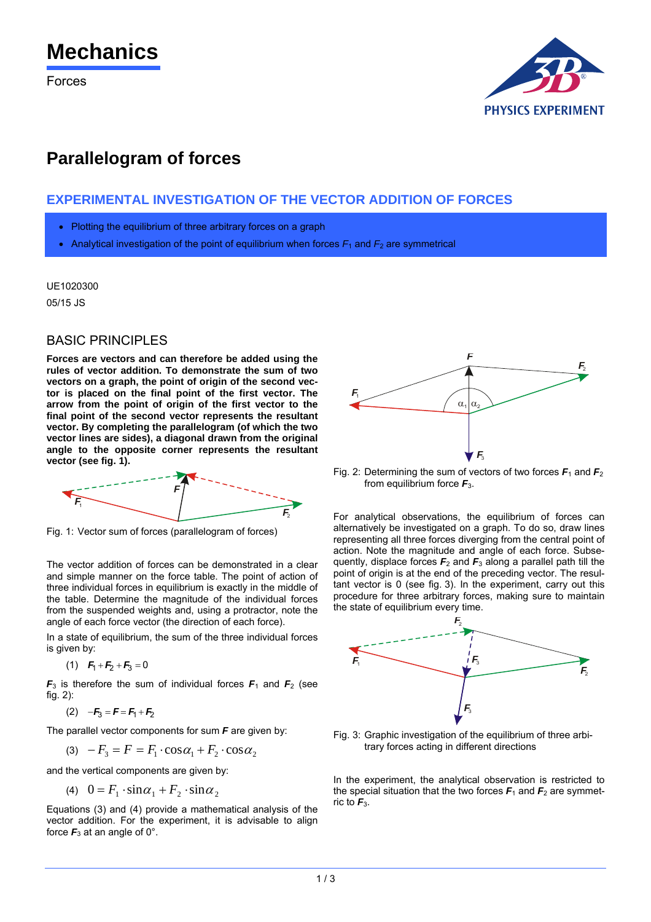# Mechanics

Forces

# Parallelogram of forces

## EXPERIMENTAL INVESTIGATION OF THE VECTOR ADDITION OF FORCES

- Plotting the equilibrium of three arbitrary forces on a graph
- Analytical investigation of the point of equilibrium when forces $F_1$ and $F_2$ are symmetrical

UE1020300

05/15 JS

## BASIC PRINCIPLES

**Forces are vectors and can therefore be added using the rules of vector addition. To demonstrate the sum of two vectors on a graph, the point of origin of the second vector is placed on the final point of the first vector. The arrow from the point of origin of the first vector to the final point of the second vector represents the resultant vector. By completing the parallelogram (of which the two vector lines are sides), a diagonal drawn from the original angle to the opposite corner represents the resultant vector (see fig. 1).**

Fig. 1: Vector sum of forces (parallelogram of forces)

The vector addition of forces can be demonstrated in a clear and simple manner on the force table. The point of action of three individual forces in equilibrium is exactly in the middle of the table. Determine the magnitude of the individual forces from the suspended weights and, using a protractor, note the angle of each force vector (the direction of each force).

In a state of equilibrium, the sum of the three individual forces is given by:

$$\text{(1)} \quad \boldsymbol{F}_1 + \boldsymbol{F}_2 + \boldsymbol{F}_3 = 0$$

$\boldsymbol{F}_3$ is therefore the sum of individual forces $\boldsymbol{F}_1$ and $\boldsymbol{F}_2$ (see fig. 2):

$$\text{(2)} \quad -\boldsymbol{F}_3 = \boldsymbol{F} = \boldsymbol{F}_1 + \boldsymbol{F}_2$$

The parallel vector components for sum $\boldsymbol{F}$ are given by:

$$\text{(3)} \quad -F_3 = F = F_1 \cdot \cos\alpha_1 + F_2 \cdot \cos\alpha_2$$

and the vertical components are given by:

$$\text{(4)} \quad 0 = F_1 \cdot \sin\alpha_1 + F_2 \cdot \sin\alpha_2$$

Equations (3) and (4) provide a mathematical analysis of the vector addition. For the experiment, it is advisable to align force $\boldsymbol{F}_3$ at an angle of 0°.

Fig. 2: Determining the sum of vectors of two forces $\boldsymbol{F}_1$ and $\boldsymbol{F}_2$ from equilibrium force $\boldsymbol{F}_3$.

For analytical observations, the equilibrium of forces can alternatively be investigated on a graph. To do so, draw lines representing all three forces diverging from the central point of action. Note the magnitude and angle of each force. Subsequently, displace forces $\boldsymbol{F}_2$ and $\boldsymbol{F}_3$ along a parallel path till the point of origin is at the end of the preceding vector. The resultant vector is 0 (see fig. 3). In the experiment, carry out this procedure for three arbitrary forces, making sure to maintain the state of equilibrium every time.

Fig. 3: Graphic investigation of the equilibrium of three arbitrary forces acting in different directions

In the experiment, the analytical observation is restricted to the special situation that the two forces $\boldsymbol{F}_1$ and $\boldsymbol{F}_2$ are symmetric to $\boldsymbol{F}_3$.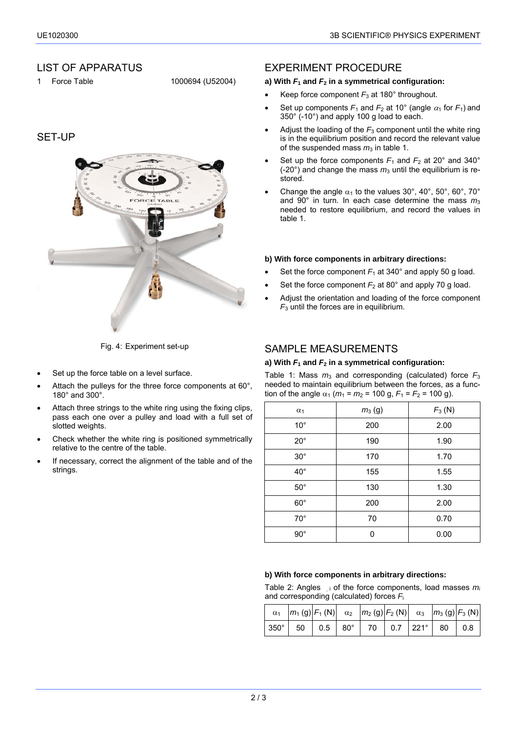## LIST OF APPARATUS

1 Force Table 1000694 (U52004)

## SET-UP

Fig. 4: Experiment set-up

- Set up the force table on a level surface.
- Attach the pulleys for the three force components at 60°, 180° and 300°.
- Attach three strings to the white ring using the fixing clips, pass each one over a pulley and load with a full set of slotted weights.
- Check whether the white ring is positioned symmetrically relative to the centre of the table.
- If necessary, correct the alignment of the table and of the strings.

## EXPERIMENT PROCEDURE

**a) With $F_1$ and $F_2$ in a symmetrical configuration:**

- Keep force component $F_3$ at 180° throughout.
- Set up components $F_1$ and $F_2$ at 10° (angle $\alpha_1$ for $F_1$) and 350° (-10°) and apply 100 g load to each.
- Adjust the loading of the $F_3$ component until the white ring is in the equilibrium position and record the relevant value of the suspended mass $m_3$ in table 1.
- Set up the force components $F_1$ and $F_2$ at 20° and 340° (-20°) and change the mass $m_3$ until the equilibrium is restored.
- Change the angle $\alpha_1$ to the values 30°, 40°, 50°, 60°, 70° and 90° in turn. In each case determine the mass $m_3$ needed to restore equilibrium, and record the values in table 1.

**b) With force components in arbitrary directions:**

- Set the force component $F_1$ at 340° and apply 50 g load.
- Set the force component $F_2$ at 80° and apply 70 g load.
- Adjust the orientation and loading of the force component $F_3$ until the forces are in equilibrium.

## SAMPLE MEASUREMENTS

**a) With $F_1$ and $F_2$ in a symmetrical configuration:**

Table 1: Mass $m_3$ and corresponding (calculated) force $F_3$ needed to maintain equilibrium between the forces, as a function of the angle $\alpha_1$ ($m_1 = m_2 = 100$ g, $F_1 = F_2 = 100$ g).

| $\alpha_1$ | $m_3$ (g) | $F_3$ (N) |
|---|---|---|
| 10° | 200 | 2.00 |
| 20° | 190 | 1.90 |
| 30° | 170 | 1.70 |
| 40° | 155 | 1.55 |
| 50° | 130 | 1.30 |
| 60° | 200 | 2.00 |
| 70° | 70 | 0.70 |
| 90° | 0 | 0.00 |

**b) With force components in arbitrary directions:**

Table 2: Angles $\alpha_i$ of the force components, load masses $m_i$ and corresponding (calculated) forces $F_i$

| $\alpha_1$ | $m_1$ (g) | $F_1$ (N) | $\alpha_2$ | $m_2$ (g) | $F_2$ (N) | $\alpha_3$ | $m_3$ (g) | $F_3$ (N) |
|---|---|---|---|---|---|---|---|---|
| 350° | 50 | 0.5 | 80° | 70 | 0.7 | 221° | 80 | 0.8 |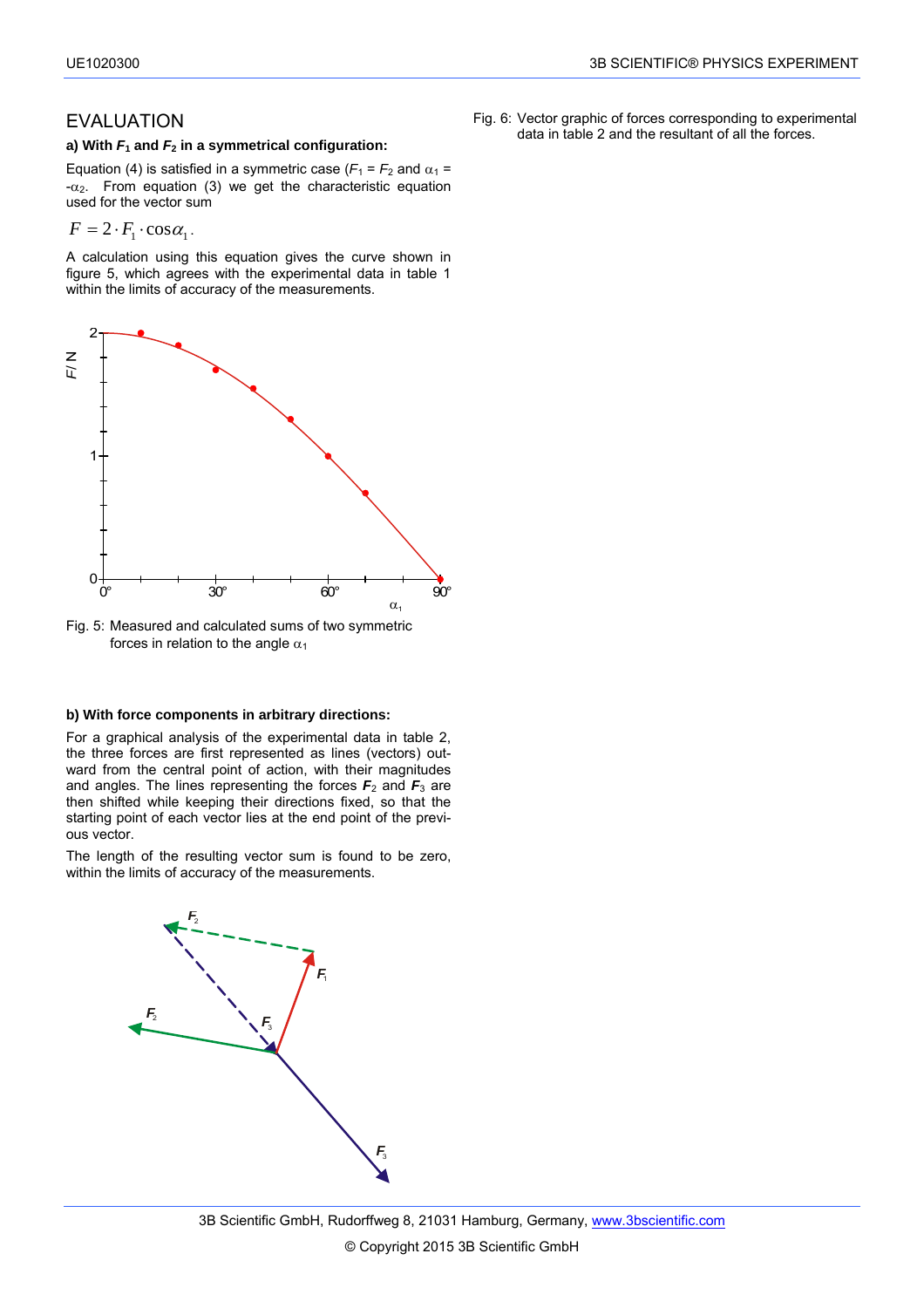## EVALUATION

### a) With $F_1$ and $F_2$ in a symmetrical configuration:

Equation (4) is satisfied in a symmetric case ($F_1 = F_2$ and $\alpha_1 = -\alpha_2$. From equation (3) we get the characteristic equation used for the vector sum

$$F = 2 \cdot F_1 \cdot \cos\alpha_1 .$$

A calculation using this equation gives the curve shown in figure 5, which agrees with the experimental data in table 1 within the limits of accuracy of the measurements.

F/ N

2

1

0

0°

30°

60°

90°

$\alpha_1$

Fig. 5: Measured and calculated sums of two symmetric forces in relation to the angle $\alpha_1$

### b) With force components in arbitrary directions:

For a graphical analysis of the experimental data in table 2, the three forces are first represented as lines (vectors) outward from the central point of action, with their magnitudes and angles. The lines representing the forces $\boldsymbol{F}_2$ and $\boldsymbol{F}_3$ are then shifted while keeping their directions fixed, so that the starting point of each vector lies at the end point of the previous vector.

The length of the resulting vector sum is found to be zero, within the limits of accuracy of the measurements.

$F_2$

$F_1$

$F_2$

$F_3$

$F_3$

Fig. 6: Vector graphic of forces corresponding to experimental data in table 2 and the resultant of all the forces.